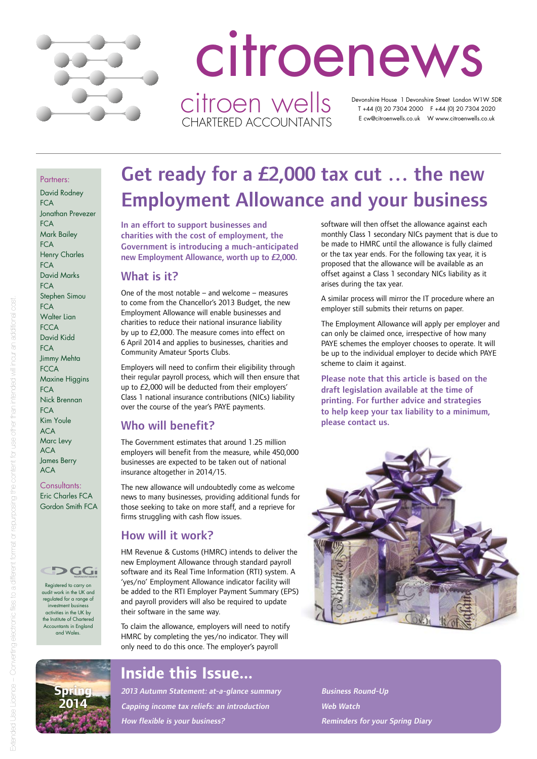# citroenews

citroen wells
CHARTERED ACCOUNTANTS

Devonshire House 1 Devonshire Street London W1W 5DR
T +44 (0) 20 7304 2000 F +44 (0) 20 7304 2020
E cw@citroenwells.co.uk W www.citroenwells.co.uk

Partners:
David Rodney FCA
Jonathan Prevezer FCA
Mark Bailey FCA
Henry Charles FCA
David Marks FCA
Stephen Simou FCA
Walter Lian FCCA
David Kidd FCA
Jimmy Mehta FCCA
Maxine Higgins FCA
Nick Brennan FCA
Kim Youle ACA
Marc Levy ACA
James Berry ACA

Consultants:
Eric Charles FCA
Gordon Smith FCA

Registered to carry on audit work in the UK and regulated for a range of investment business activities in the UK by the Institute of Chartered Accountants in England and Wales.

## Get ready for a £2,000 tax cut … the new Employment Allowance and your business

**In an effort to support businesses and charities with the cost of employment, the Government is introducing a much-anticipated new Employment Allowance, worth up to £2,000.**

### What is it?

One of the most notable – and welcome – measures to come from the Chancellor's 2013 Budget, the new Employment Allowance will enable businesses and charities to reduce their national insurance liability by up to £2,000. The measure comes into effect on 6 April 2014 and applies to businesses, charities and Community Amateur Sports Clubs.

Employers will need to confirm their eligibility through their regular payroll process, which will then ensure that up to £2,000 will be deducted from their employers' Class 1 national insurance contributions (NICs) liability over the course of the year's PAYE payments.

### Who will benefit?

The Government estimates that around 1.25 million employers will benefit from the measure, while 450,000 businesses are expected to be taken out of national insurance altogether in 2014/15.

The new allowance will undoubtedly come as welcome news to many businesses, providing additional funds for those seeking to take on more staff, and a reprieve for firms struggling with cash flow issues.

### How will it work?

HM Revenue & Customs (HMRC) intends to deliver the new Employment Allowance through standard payroll software and its Real Time Information (RTI) system. A 'yes/no' Employment Allowance indicator facility will be added to the RTI Employer Payment Summary (EPS) and payroll providers will also be required to update their software in the same way.

To claim the allowance, employers will need to notify HMRC by completing the yes/no indicator. They will only need to do this once. The employer's payroll software will then offset the allowance against each monthly Class 1 secondary NICs payment that is due to be made to HMRC until the allowance is fully claimed or the tax year ends. For the following tax year, it is proposed that the allowance will be available as an offset against a Class 1 secondary NICs liability as it arises during the tax year.

A similar process will mirror the IT procedure where an employer still submits their returns on paper.

The Employment Allowance will apply per employer and can only be claimed once, irrespective of how many PAYE schemes the employer chooses to operate. It will be up to the individual employer to decide which PAYE scheme to claim it against.

**Please note that this article is based on the draft legislation available at the time of printing. For further advice and strategies to help keep your tax liability to a minimum, please contact us.**

Spring 2014

## Inside this Issue...

*2013 Autumn Statement: at-a-glance summary*
*Capping income tax reliefs: an introduction*
*How flexible is your business?*
*Business Round-Up*
*Web Watch*
*Reminders for your Spring Diary*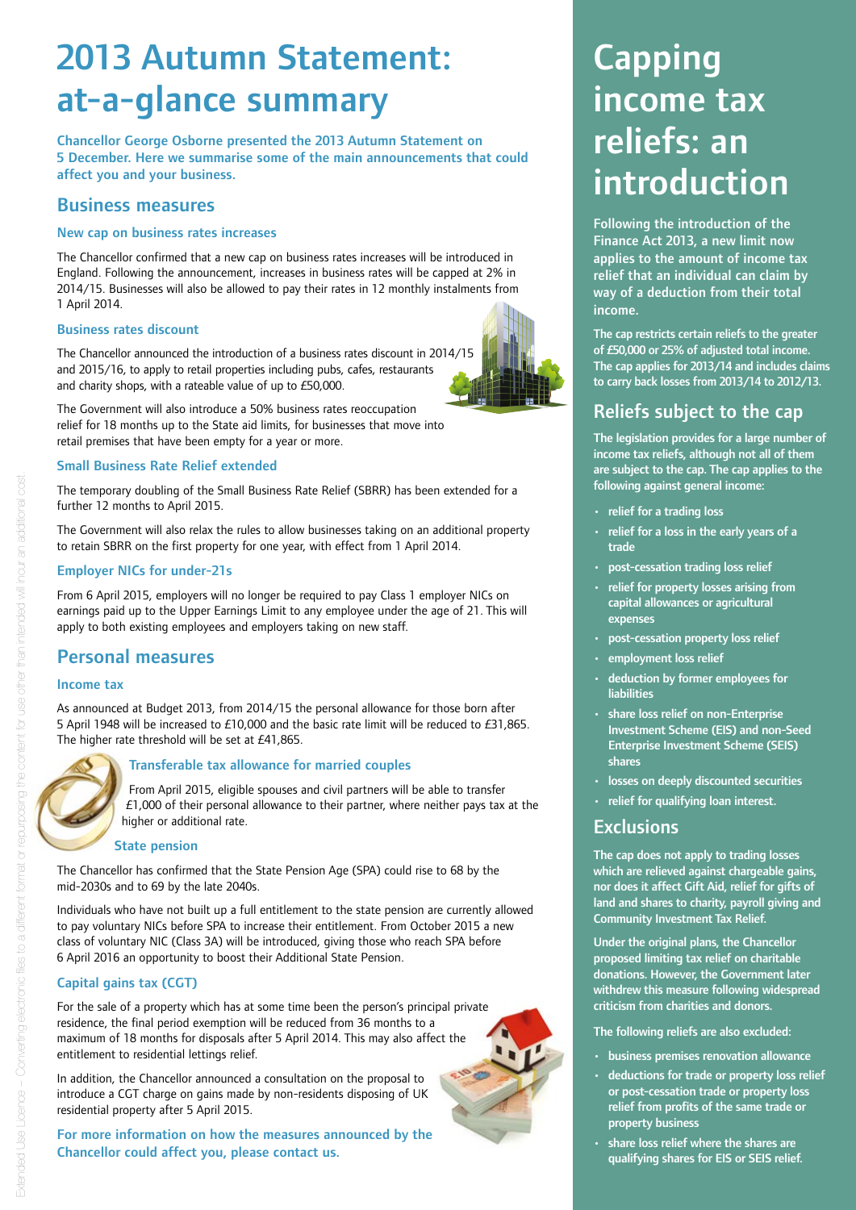# 2013 Autumn Statement: at-a-glance summary

**Chancellor George Osborne presented the 2013 Autumn Statement on 5 December. Here we summarise some of the main announcements that could affect you and your business.**

## Business measures

### New cap on business rates increases

The Chancellor confirmed that a new cap on business rates increases will be introduced in England. Following the announcement, increases in business rates will be capped at 2% in 2014/15. Businesses will also be allowed to pay their rates in 12 monthly instalments from 1 April 2014.

### Business rates discount

The Chancellor announced the introduction of a business rates discount in 2014/15 and 2015/16, to apply to retail properties including pubs, cafes, restaurants and charity shops, with a rateable value of up to £50,000.

The Government will also introduce a 50% business rates reoccupation relief for 18 months up to the State aid limits, for businesses that move into retail premises that have been empty for a year or more.

### Small Business Rate Relief extended

The temporary doubling of the Small Business Rate Relief (SBRR) has been extended for a further 12 months to April 2015.

The Government will also relax the rules to allow businesses taking on an additional property to retain SBRR on the first property for one year, with effect from 1 April 2014.

### Employer NICs for under-21s

From 6 April 2015, employers will no longer be required to pay Class 1 employer NICs on earnings paid up to the Upper Earnings Limit to any employee under the age of 21. This will apply to both existing employees and employers taking on new staff.

## Personal measures

### Income tax

As announced at Budget 2013, from 2014/15 the personal allowance for those born after 5 April 1948 will be increased to £10,000 and the basic rate limit will be reduced to £31,865. The higher rate threshold will be set at £41,865.

### Transferable tax allowance for married couples

From April 2015, eligible spouses and civil partners will be able to transfer £1,000 of their personal allowance to their partner, where neither pays tax at the higher or additional rate.

### State pension

The Chancellor has confirmed that the State Pension Age (SPA) could rise to 68 by the mid-2030s and to 69 by the late 2040s.

Individuals who have not built up a full entitlement to the state pension are currently allowed to pay voluntary NICs before SPA to increase their entitlement. From October 2015 a new class of voluntary NIC (Class 3A) will be introduced, giving those who reach SPA before 6 April 2016 an opportunity to boost their Additional State Pension.

### Capital gains tax (CGT)

For the sale of a property which has at some time been the person's principal private residence, the final period exemption will be reduced from 36 months to a maximum of 18 months for disposals after 5 April 2014. This may also affect the entitlement to residential lettings relief.

In addition, the Chancellor announced a consultation on the proposal to introduce a CGT charge on gains made by non-residents disposing of UK residential property after 5 April 2015.

**For more information on how the measures announced by the Chancellor could affect you, please contact us.**

# Capping income tax reliefs: an introduction

**Following the introduction of the Finance Act 2013, a new limit now applies to the amount of income tax relief that an individual can claim by way of a deduction from their total income.**

The cap restricts certain reliefs to the greater of £50,000 or 25% of adjusted total income. The cap applies for 2013/14 and includes claims to carry back losses from 2013/14 to 2012/13.

## Reliefs subject to the cap

The legislation provides for a large number of income tax reliefs, although not all of them are subject to the cap. The cap applies to the following against general income:

- relief for a trading loss
- relief for a loss in the early years of a trade
- post-cessation trading loss relief
- relief for property losses arising from capital allowances or agricultural expenses
- post-cessation property loss relief
- employment loss relief
- deduction by former employees for liabilities
- share loss relief on non-Enterprise Investment Scheme (EIS) and non-Seed Enterprise Investment Scheme (SEIS) shares
- losses on deeply discounted securities
- relief for qualifying loan interest.

## Exclusions

The cap does not apply to trading losses which are relieved against chargeable gains, nor does it affect Gift Aid, relief for gifts of land and shares to charity, payroll giving and Community Investment Tax Relief.

Under the original plans, the Chancellor proposed limiting tax relief on charitable donations. However, the Government later withdrew this measure following widespread criticism from charities and donors.

The following reliefs are also excluded:

- business premises renovation allowance
- deductions for trade or property loss relief or post-cessation trade or property loss relief from profits of the same trade or property business
- share loss relief where the shares are qualifying shares for EIS or SEIS relief.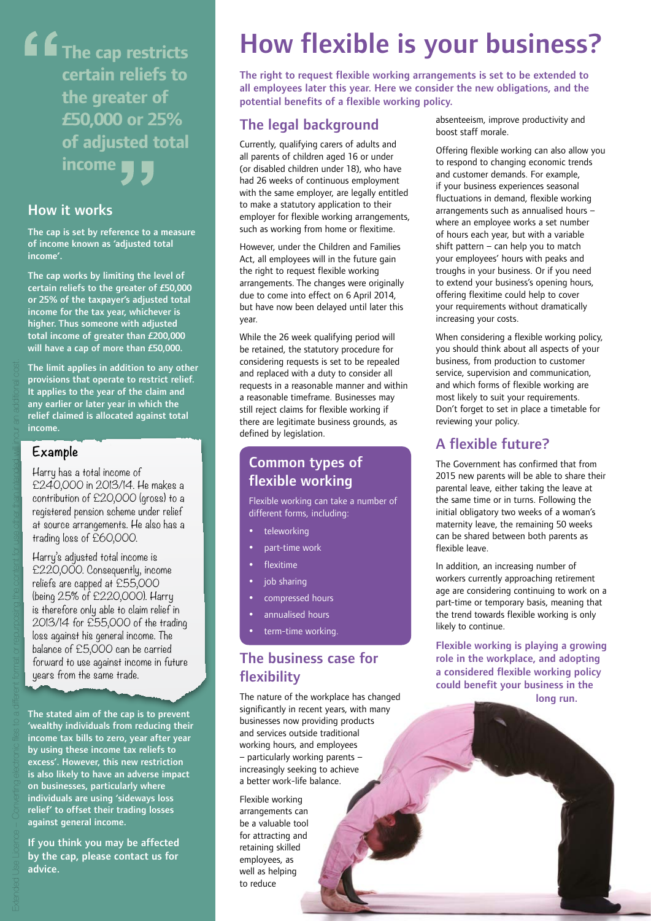> The cap restricts certain reliefs to the greater of £50,000 or 25% of adjusted total income

## How it works

**The cap is set by reference to a measure of income known as 'adjusted total income'.**

**The cap works by limiting the level of certain reliefs to the greater of £50,000 or 25% of the taxpayer's adjusted total income for the tax year, whichever is higher. Thus someone with adjusted total income of greater than £200,000 will have a cap of more than £50,000.**

**The limit applies in addition to any other provisions that operate to restrict relief. It applies to the year of the claim and any earlier or later year in which the relief claimed is allocated against total income.**

### Example

Harry has a total income of £240,000 in 2013/14. He makes a contribution of £20,000 (gross) to a registered pension scheme under relief at source arrangements. He also has a trading loss of £60,000.

Harry's adjusted total income is £220,000. Consequently, income reliefs are capped at £55,000 (being 25% of £220,000). Harry is therefore only able to claim relief in 2013/14 for £55,000 of the trading loss against his general income. The balance of £5,000 can be carried forward to use against income in future years from the same trade.

**The stated aim of the cap is to prevent 'wealthy individuals from reducing their income tax bills to zero, year after year by using these income tax reliefs to excess'. However, this new restriction is also likely to have an adverse impact on businesses, particularly where individuals are using 'sideways loss relief' to offset their trading losses against general income.**

**If you think you may be affected by the cap, please contact us for advice.**

# How flexible is your business?

**The right to request flexible working arrangements is set to be extended to all employees later this year. Here we consider the new obligations, and the potential benefits of a flexible working policy.**

## The legal background

Currently, qualifying carers of adults and all parents of children aged 16 or under (or disabled children under 18), who have had 26 weeks of continuous employment with the same employer, are legally entitled to make a statutory application to their employer for flexible working arrangements, such as working from home or flexitime.

However, under the Children and Families Act, all employees will in the future gain the right to request flexible working arrangements. The changes were originally due to come into effect on 6 April 2014, but have now been delayed until later this year.

While the 26 week qualifying period will be retained, the statutory procedure for considering requests is set to be repealed and replaced with a duty to consider all requests in a reasonable manner and within a reasonable timeframe. Businesses may still reject claims for flexible working if there are legitimate business grounds, as defined by legislation.

## Common types of flexible working

Flexible working can take a number of different forms, including:

- teleworking
- part-time work
- flexitime
- job sharing
- compressed hours
- annualised hours
- term-time working.

## The business case for flexibility

The nature of the workplace has changed significantly in recent years, with many businesses now providing products and services outside traditional working hours, and employees – particularly working parents – increasingly seeking to achieve a better work-life balance.

Flexible working arrangements can be a valuable tool for attracting and retaining skilled employees, as well as helping to reduce absenteeism, improve productivity and boost staff morale.

Offering flexible working can also allow you to respond to changing economic trends and customer demands. For example, if your business experiences seasonal fluctuations in demand, flexible working arrangements such as annualised hours – where an employee works a set number of hours each year, but with a variable shift pattern – can help you to match your employees' hours with peaks and troughs in your business. Or if you need to extend your business's opening hours, offering flexitime could help to cover your requirements without dramatically increasing your costs.

When considering a flexible working policy, you should think about all aspects of your business, from production to customer service, supervision and communication, and which forms of flexible working are most likely to suit your requirements. Don't forget to set in place a timetable for reviewing your policy.

## A flexible future?

The Government has confirmed that from 2015 new parents will be able to share their parental leave, either taking the leave at the same time or in turns. Following the initial obligatory two weeks of a woman's maternity leave, the remaining 50 weeks can be shared between both parents as flexible leave.

In addition, an increasing number of workers currently approaching retirement age are considering continuing to work on a part-time or temporary basis, meaning that the trend towards flexible working is only likely to continue.

**Flexible working is playing a growing role in the workplace, and adopting a considered flexible working policy could benefit your business in the long run.**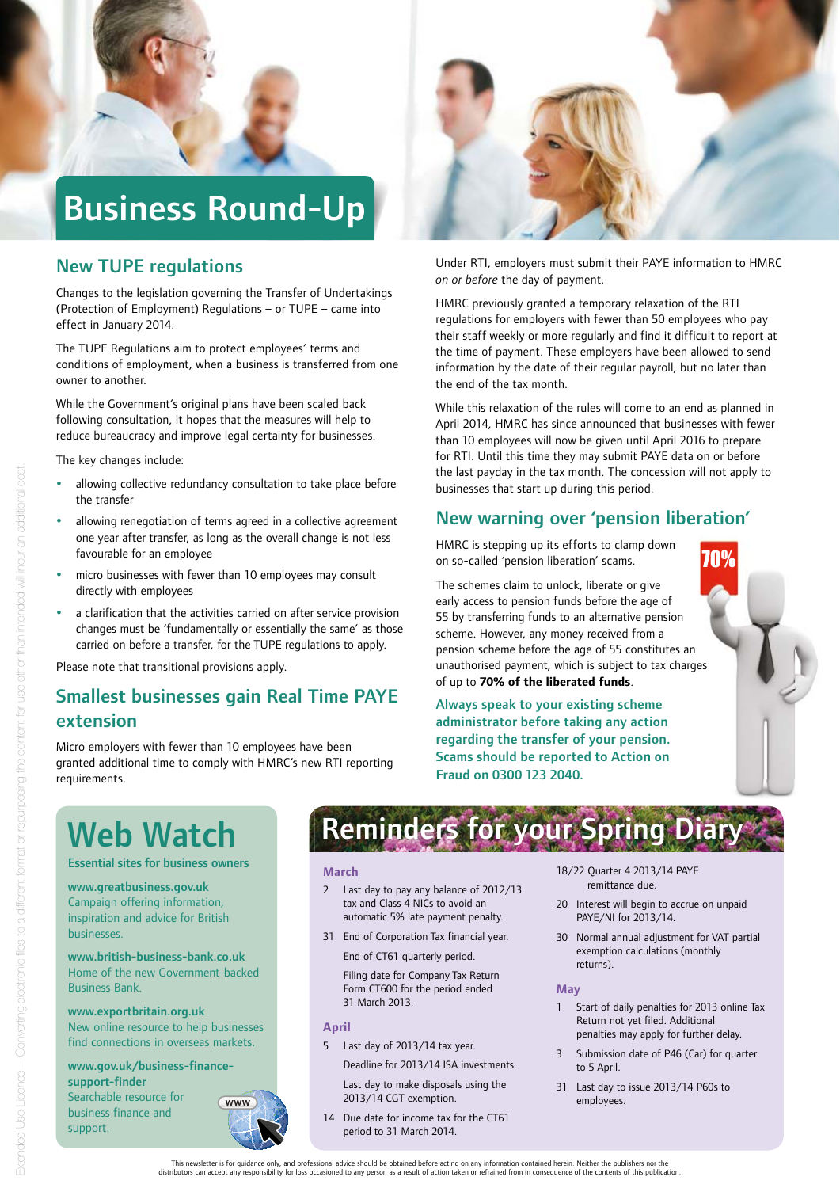# Business Round-Up

## New TUPE regulations

Changes to the legislation governing the Transfer of Undertakings (Protection of Employment) Regulations – or TUPE – came into effect in January 2014.

The TUPE Regulations aim to protect employees' terms and conditions of employment, when a business is transferred from one owner to another.

While the Government's original plans have been scaled back following consultation, it hopes that the measures will help to reduce bureaucracy and improve legal certainty for businesses.

The key changes include:

- allowing collective redundancy consultation to take place before the transfer
- allowing renegotiation of terms agreed in a collective agreement one year after transfer, as long as the overall change is not less favourable for an employee
- micro businesses with fewer than 10 employees may consult directly with employees
- a clarification that the activities carried on after service provision changes must be 'fundamentally or essentially the same' as those carried on before a transfer, for the TUPE regulations to apply.

Please note that transitional provisions apply.

## Smallest businesses gain Real Time PAYE extension

Micro employers with fewer than 10 employees have been granted additional time to comply with HMRC's new RTI reporting requirements.

Under RTI, employers must submit their PAYE information to HMRC *on or before* the day of payment.

HMRC previously granted a temporary relaxation of the RTI regulations for employers with fewer than 50 employees who pay their staff weekly or more regularly and find it difficult to report at the time of payment. These employers have been allowed to send information by the date of their regular payroll, but no later than the end of the tax month.

While this relaxation of the rules will come to an end as planned in April 2014, HMRC has since announced that businesses with fewer than 10 employees will now be given until April 2016 to prepare for RTI. Until this time they may submit PAYE data on or before the last payday in the tax month. The concession will not apply to businesses that start up during this period.

## New warning over 'pension liberation'

HMRC is stepping up its efforts to clamp down on so-called 'pension liberation' scams.

The schemes claim to unlock, liberate or give early access to pension funds before the age of 55 by transferring funds to an alternative pension scheme. However, any money received from a pension scheme before the age of 55 constitutes an unauthorised payment, which is subject to tax charges of up to **70% of the liberated funds**.

**Always speak to your existing scheme administrator before taking any action regarding the transfer of your pension. Scams should be reported to Action on Fraud on 0300 123 2040.**

# Web Watch

**Essential sites for business owners**

**www.greatbusiness.gov.uk**
Campaign offering information, inspiration and advice for British businesses.

**www.british-business-bank.co.uk**
Home of the new Government-backed Business Bank.

**www.exportbritain.org.uk**
New online resource to help businesses find connections in overseas markets.

**www.gov.uk/business-finance-support-finder**
Searchable resource for business finance and support.

# Reminders for your Spring Diary

### March

2 Last day to pay any balance of 2012/13 tax and Class 4 NICs to avoid an automatic 5% late payment penalty.

31 End of Corporation Tax financial year.
End of CT61 quarterly period.
Filing date for Company Tax Return Form CT600 for the period ended 31 March 2013.

### April

5 Last day of 2013/14 tax year.
Deadline for 2013/14 ISA investments.
Last day to make disposals using the 2013/14 CGT exemption.

14 Due date for income tax for the CT61 period to 31 March 2014.

18/22 Quarter 4 2013/14 PAYE remittance due.

20 Interest will begin to accrue on unpaid PAYE/NI for 2013/14.

30 Normal annual adjustment for VAT partial exemption calculations (monthly returns).

### May

1 Start of daily penalties for 2013 online Tax Return not yet filed. Additional penalties may apply for further delay.

3 Submission date of P46 (Car) for quarter to 5 April.

31 Last day to issue 2013/14 P60s to employees.

This newsletter is for guidance only, and professional advice should be obtained before acting on any information contained herein. Neither the publishers nor the distributors can accept any responsibility for loss occasioned to any person as a result of action taken or refrained from in consequence of the contents of this publication.